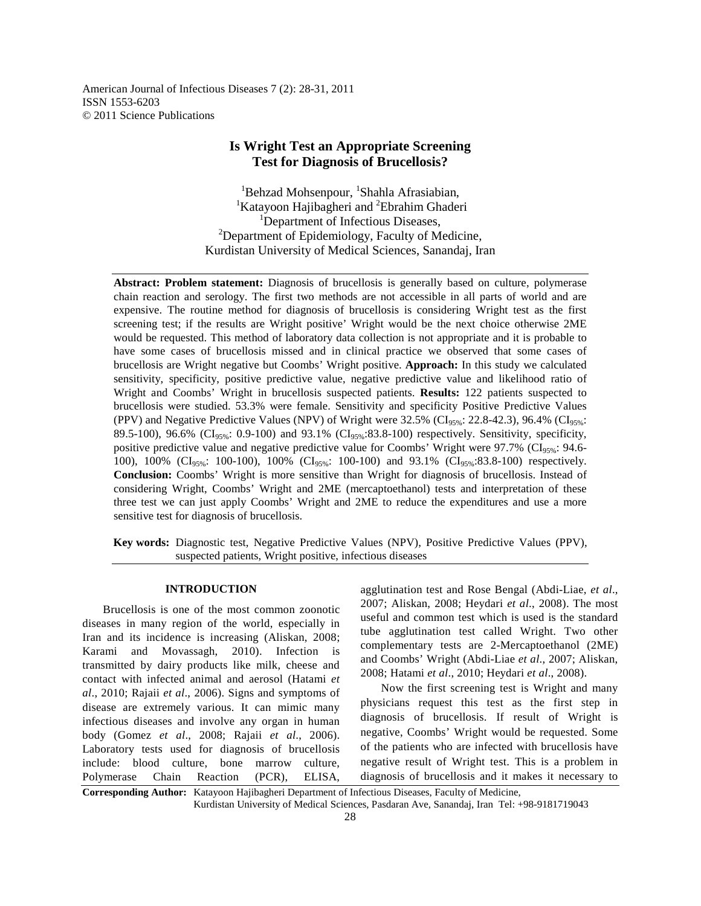American Journal of Infectious Diseases 7 (2): 28-31, 2011
ISSN 1553-6203
© 2011 Science Publications

# Is Wright Test an Appropriate Screening Test for Diagnosis of Brucellosis?

[1]Behzad Mohsenpour, [1]Shahla Afrasiabian, [1]Katayoon Hajibagheri and [2]Ebrahim Ghaderi
[1]Department of Infectious Diseases,
[2]Department of Epidemiology, Faculty of Medicine,
Kurdistan University of Medical Sciences, Sanandaj, Iran

---

**Abstract: Problem statement:** Diagnosis of brucellosis is generally based on culture, polymerase chain reaction and serology. The first two methods are not accessible in all parts of world and are expensive. The routine method for diagnosis of brucellosis is considering Wright test as the first screening test; if the results are Wright positive' Wright would be the next choice otherwise 2ME would be requested. This method of laboratory data collection is not appropriate and it is probable to have some cases of brucellosis missed and in clinical practice we observed that some cases of brucellosis are Wright negative but Coombs' Wright positive. **Approach:** In this study we calculated sensitivity, specificity, positive predictive value, negative predictive value and likelihood ratio of Wright and Coombs' Wright in brucellosis suspected patients. **Results:** 122 patients suspected to brucellosis were studied. 53.3% were female. Sensitivity and specificity Positive Predictive Values (PPV) and Negative Predictive Values (NPV) of Wright were 32.5% ($CI_{95\%}$: 22.8-42.3), 96.4% ($CI_{95\%}$: 89.5-100), 96.6% ($CI_{95\%}$: 0.9-100) and 93.1% ($CI_{95\%}$:83.8-100) respectively. Sensitivity, specificity, positive predictive value and negative predictive value for Coombs' Wright were 97.7% ($CI_{95\%}$: 94.6-100), 100% ($CI_{95\%}$: 100-100), 100% ($CI_{95\%}$: 100-100) and 93.1% ($CI_{95\%}$:83.8-100) respectively. **Conclusion:** Coombs' Wright is more sensitive than Wright for diagnosis of brucellosis. Instead of considering Wright, Coombs' Wright and 2ME (mercaptoethanol) tests and interpretation of these three test we can just apply Coombs' Wright and 2ME to reduce the expenditures and use a more sensitive test for diagnosis of brucellosis.

**Key words:** Diagnostic test, Negative Predictive Values (NPV), Positive Predictive Values (PPV), suspected patients, Wright positive, infectious diseases

---

## INTRODUCTION

Brucellosis is one of the most common zoonotic diseases in many region of the world, especially in Iran and its incidence is increasing (Aliskan, 2008; Karami and Movassagh, 2010). Infection is transmitted by dairy products like milk, cheese and contact with infected animal and aerosol (Hatami *et al*., 2010; Rajaii *et al*., 2006). Signs and symptoms of disease are extremely various. It can mimic many infectious diseases and involve any organ in human body (Gomez *et al*., 2008; Rajaii *et al*., 2006). Laboratory tests used for diagnosis of brucellosis include: blood culture, bone marrow culture, Polymerase Chain Reaction (PCR), ELISA, agglutination test and Rose Bengal (Abdi-Liae, *et al*., 2007; Aliskan, 2008; Heydari *et al*., 2008). The most useful and common test which is used is the standard tube agglutination test called Wright. Two other complementary tests are 2-Mercaptoethanol (2ME) and Coombs' Wright (Abdi-Liae *et al*., 2007; Aliskan, 2008; Hatami *et al*., 2010; Heydari *et al*., 2008).

Now the first screening test is Wright and many physicians request this test as the first step in diagnosis of brucellosis. If result of Wright is negative, Coombs' Wright would be requested. Some of the patients who are infected with brucellosis have negative result of Wright test. This is a problem in diagnosis of brucellosis and it makes it necessary to

---

**Corresponding Author:** Katayoon Hajibagheri Department of Infectious Diseases, Faculty of Medicine, Kurdistan University of Medical Sciences, Pasdaran Ave, Sanandaj, Iran Tel: +98-9181719043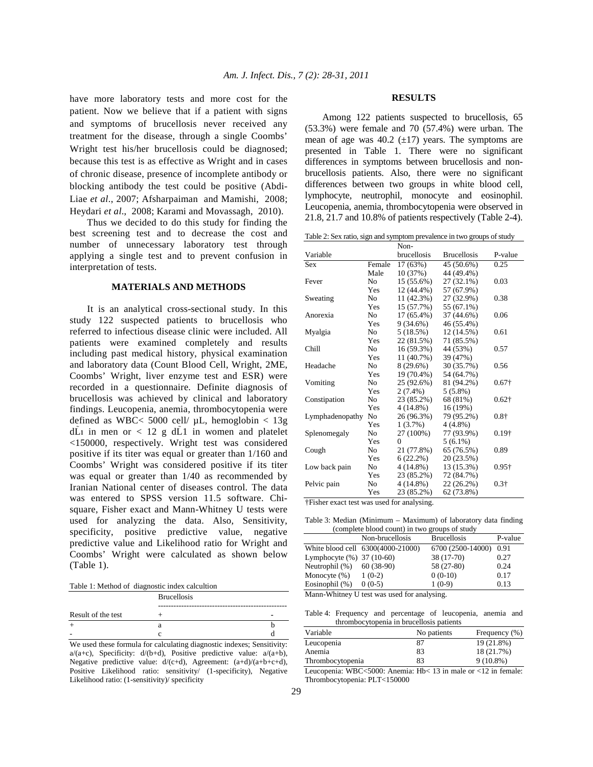have more laboratory tests and more cost for the patient. Now we believe that if a patient with signs and symptoms of brucellosis never received any treatment for the disease, through a single Coombs' Wright test his/her brucellosis could be diagnosed; because this test is as effective as Wright and in cases of chronic disease, presence of incomplete antibody or blocking antibody the test could be positive (Abdi-Liae *et al*., 2007; Afsharpaiman and Mamishi, 2008; Heydari *et al*., 2008; Karami and Movassagh, 2010).

Thus we decided to do this study for finding the best screening test and to decrease the cost and number of unnecessary laboratory test through applying a single test and to prevent confusion in interpretation of tests.

## MATERIALS AND METHODS

It is an analytical cross-sectional study. In this study 122 suspected patients to brucellosis who referred to infectious disease clinic were included. All patients were examined completely and results including past medical history, physical examination and laboratory data (Count Blood Cell, Wright, 2ME, Coombs' Wright, liver enzyme test and ESR) were recorded in a questionnaire. Definite diagnosis of brucellosis was achieved by clinical and laboratory findings. Leucopenia, anemia, thrombocytopenia were defined as WBC< 5000 cell/ µL, hemoglobin < 13g $dL^{-1}$ in men or < 12 g $dL^{-1}$ in women and platelet <150000, respectively. Wright test was considered positive if its titer was equal or greater than 1/160 and Coombs' Wright was considered positive if its titer was equal or greater than 1/40 as recommended by Iranian National center of diseases control. The data was entered to SPSS version 11.5 software. Chi-square, Fisher exact and Mann-Whitney U tests were used for analyzing the data. Also, Sensitivity, specificity, positive predictive value, negative predictive value and Likelihood ratio for Wright and Coombs' Wright were calculated as shown below (Table 1).

Table 1: Method of diagnostic index calcultion

| Result of the test | Brucellosis + | Brucellosis - |
|---|---|---|
| + | a | b |
| - | c | d |

We used these formula for calculating diagnostic indexes; Sensitivity: a/(a+c), Specificity: d/(b+d), Positive predictive value: a/(a+b), Negative predictive value: d/(c+d), Agreement: (a+d)/(a+b+c+d), Positive Likelihood ratio: sensitivity/ (1-specificity), Negative Likelihood ratio: (1-sensitivity)/ specificity

## RESULTS

Among 122 patients suspected to brucellosis, 65 (53.3%) were female and 70 (57.4%) were urban. The mean of age was 40.2 (±17) years. The symptoms are presented in Table 1. There were no significant differences in symptoms between brucellosis and non-brucellosis patients. Also, there were no significant differences between two groups in white blood cell, lymphocyte, neutrophil, monocyte and eosinophil. Leucopenia, anemia, thrombocytopenia were observed in 21.8, 21.7 and 10.8% of patients respectively (Table 2-4).

Table 2: Sex ratio, sign and symptom prevalence in two groups of study

| Variable | | Non-brucellosis | Brucellosis | P-value |
|---|---|---|---|---|
| Sex | Female | 17 (63%) | 45 (50.6%) | 0.25 |
| | Male | 10 (37%) | 44 (49.4%) | |
| Fever | No | 15 (55.6%) | 27 (32.1%) | 0.03 |
| | Yes | 12 (44.4%) | 57 (67.9%) | |
| Sweating | No | 11 (42.3%) | 27 (32.9%) | 0.38 |
| | Yes | 15 (57.7%) | 55 (67.1%) | |
| Anorexia | No | 17 (65.4%) | 37 (44.6%) | 0.06 |
| | Yes | 9 (34.6%) | 46 (55.4%) | |
| Myalgia | No | 5 (18.5%) | 12 (14.5%) | 0.61 |
| | Yes | 22 (81.5%) | 71 (85.5%) | |
| Chill | No | 16 (59.3%) | 44 (53%) | 0.57 |
| | Yes | 11 (40.7%) | 39 (47%) | |
| Headache | No | 8 (29.6%) | 30 (35.7%) | 0.56 |
| | Yes | 19 (70.4%) | 54 (64.7%) | |
| Vomiting | No | 25 (92.6%) | 81 (94.2%) | 0.67† |
| | Yes | 2 (7.4%) | 5 (5.8%) | |
| Constipation | No | 23 (85.2%) | 68 (81%) | 0.62† |
| | Yes | 4 (14.8%) | 16 (19%) | |
| Lymphadenopathy | No | 26 (96.3%) | 79 (95.2%) | 0.8† |
| | Yes | 1 (3.7%) | 4 (4.8%) | |
| Splenomegaly | No | 27 (100%) | 77 (93.9%) | 0.19† |
| | Yes | 0 | 5 (6.1%) | |
| Cough | No | 21 (77.8%) | 65 (76.5%) | 0.89 |
| | Yes | 6 (22.2%) | 20 (23.5%) | |
| Low back pain | No | 4 (14.8%) | 13 (15.3%) | 0.95† |
| | Yes | 23 (85.2%) | 72 (84.7%) | |
| Pelvic pain | No | 4 (14.8%) | 22 (26.2%) | 0.3† |
| | Yes | 23 (85.2%) | 62 (73.8%) | |

†Fisher exact test was used for analysing.

Table 3: Median (Minimum – Maximum) of laboratory data finding (complete blood count) in two groups of study

| | Non-brucellosis | Brucellosis | P-value |
|---|---|---|---|
| White blood cell | 6300(4000-21000) | 6700 (2500-14000) | 0.91 |
| Lymphocyte (%) | 37 (10-60) | 38 (17-70) | 0.27 |
| Neutrophil (%) | 60 (38-90) | 58 (27-80) | 0.24 |
| Monocyte (%) | 1 (0-2) | 0 (0-10) | 0.17 |
| Eosinophil (%) | 0 (0-5) | 1 (0-9) | 0.13 |

Mann-Whitney U test was used for analysing.

Table 4: Frequency and percentage of leucopenia, anemia and thrombocytopenia in brucellosis patients

| Variable | No patients | Frequency (%) |
|---|---|---|
| Leucopenia | 87 | 19 (21.8%) |
| Anemia | 83 | 18 (21.7%) |
| Thrombocytopenia | 83 | 9 (10.8%) |

Leucopenia: WBC<5000: Anemia: Hb< 13 in male or <12 in female: Thrombocytopenia: PLT<150000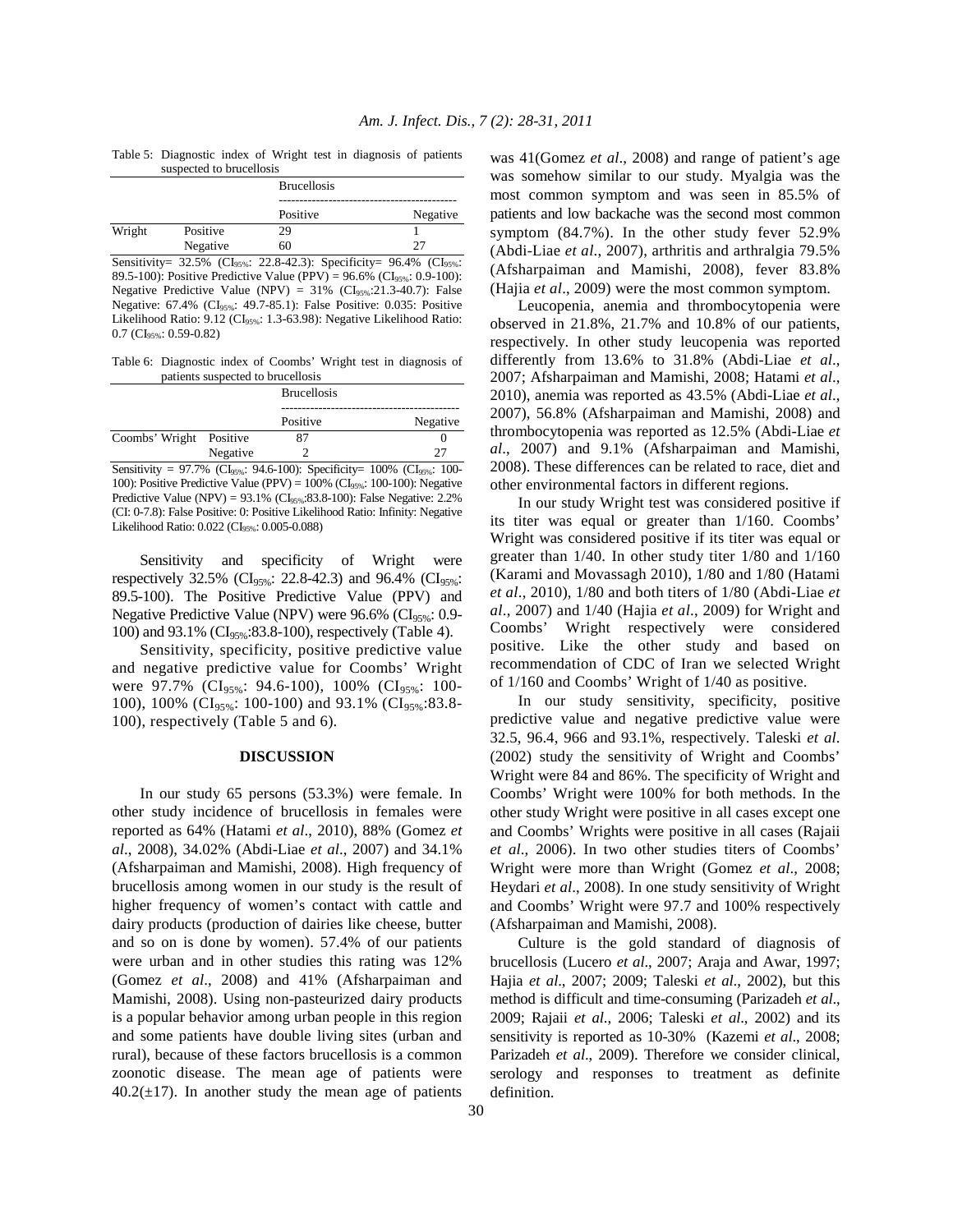Table 5: Diagnostic index of Wright test in diagnosis of patients suspected to brucellosis

| | | Brucellosis | |
|---|---|---|---|
| | | Positive | Negative |
| Wright | Positive | 29 | 1 |
| | Negative | 60 | 27 |

Sensitivity= 32.5% ($CI_{95\%}$: 22.8-42.3): Specificity= 96.4% ($CI_{95\%}$: 89.5-100): Positive Predictive Value (PPV) = 96.6% ($CI_{95\%}$: 0.9-100): Negative Predictive Value (NPV) = 31% ($CI_{95\%}$:21.3-40.7): False Negative: 67.4% ($CI_{95\%}$: 49.7-85.1): False Positive: 0.035: Positive Likelihood Ratio: 9.12 ($CI_{95\%}$: 1.3-63.98): Negative Likelihood Ratio: 0.7 ($CI_{95\%}$: 0.59-0.82)

Table 6: Diagnostic index of Coombs' Wright test in diagnosis of patients suspected to brucellosis

| | | Brucellosis | |
|---|---|---|---|
| | | Positive | Negative |
| Coombs' Wright | Positive | 87 | 0 |
| | Negative | 2 | 27 |

Sensitivity = 97.7% ($CI_{95\%}$: 94.6-100): Specificity= 100% ($CI_{95\%}$: 100-100): Positive Predictive Value (PPV) = 100% ($CI_{95\%}$: 100-100): Negative Predictive Value (NPV) = 93.1% ($CI_{95\%}$:83.8-100): False Negative: 2.2% (CI: 0-7.8): False Positive: 0: Positive Likelihood Ratio: Infinity: Negative Likelihood Ratio: 0.022 ($CI_{95\%}$: 0.005-0.088)

Sensitivity and specificity of Wright were respectively 32.5% ($CI_{95\%}$: 22.8-42.3) and 96.4% ($CI_{95\%}$: 89.5-100). The Positive Predictive Value (PPV) and Negative Predictive Value (NPV) were 96.6% ($CI_{95\%}$: 0.9-100) and 93.1% ($CI_{95\%}$:83.8-100), respectively (Table 4).

Sensitivity, specificity, positive predictive value and negative predictive value for Coombs' Wright were 97.7% ($CI_{95\%}$: 94.6-100), 100% ($CI_{95\%}$: 100-100), 100% ($CI_{95\%}$: 100-100) and 93.1% ($CI_{95\%}$:83.8-100), respectively (Table 5 and 6).

## DISCUSSION

In our study 65 persons (53.3%) were female. In other study incidence of brucellosis in females were reported as 64% (Hatami *et al*., 2010), 88% (Gomez *et al*., 2008), 34.02% (Abdi-Liae *et al*., 2007) and 34.1% (Afsharpaiman and Mamishi, 2008). High frequency of brucellosis among women in our study is the result of higher frequency of women's contact with cattle and dairy products (production of dairies like cheese, butter and so on is done by women). 57.4% of our patients were urban and in other studies this rating was 12% (Gomez *et al*., 2008) and 41% (Afsharpaiman and Mamishi, 2008). Using non-pasteurized dairy products is a popular behavior among urban people in this region and some patients have double living sites (urban and rural), because of these factors brucellosis is a common zoonotic disease. The mean age of patients were 40.2(±17). In another study the mean age of patients was 41(Gomez *et al*., 2008) and range of patient's age was somehow similar to our study. Myalgia was the most common symptom and was seen in 85.5% of patients and low backache was the second most common symptom (84.7%). In the other study fever 52.9% (Abdi-Liae *et al*., 2007), arthritis and arthralgia 79.5% (Afsharpaiman and Mamishi, 2008), fever 83.8% (Hajia *et al*., 2009) were the most common symptom.

Leucopenia, anemia and thrombocytopenia were observed in 21.8%, 21.7% and 10.8% of our patients, respectively. In other study leucopenia was reported differently from 13.6% to 31.8% (Abdi-Liae *et al*., 2007; Afsharpaiman and Mamishi, 2008; Hatami *et al*., 2010), anemia was reported as 43.5% (Abdi-Liae *et al*., 2007), 56.8% (Afsharpaiman and Mamishi, 2008) and thrombocytopenia was reported as 12.5% (Abdi-Liae *et al*., 2007) and 9.1% (Afsharpaiman and Mamishi, 2008). These differences can be related to race, diet and other environmental factors in different regions.

In our study Wright test was considered positive if its titer was equal or greater than 1/160. Coombs' Wright was considered positive if its titer was equal or greater than 1/40. In other study titer 1/80 and 1/160 (Karami and Movassagh 2010), 1/80 and 1/80 (Hatami *et al*., 2010), 1/80 and both titers of 1/80 (Abdi-Liae *et al*., 2007) and 1/40 (Hajia *et al*., 2009) for Wright and Coombs' Wright respectively were considered positive. Like the other study and based on recommendation of CDC of Iran we selected Wright of 1/160 and Coombs' Wright of 1/40 as positive.

In our study sensitivity, specificity, positive predictive value and negative predictive value were 32.5, 96.4, 966 and 93.1%, respectively. Taleski *et al*. (2002) study the sensitivity of Wright and Coombs' Wright were 84 and 86%. The specificity of Wright and Coombs' Wright were 100% for both methods. In the other study Wright were positive in all cases except one and Coombs' Wrights were positive in all cases (Rajaii *et al*., 2006). In two other studies titers of Coombs' Wright were more than Wright (Gomez *et al*., 2008; Heydari *et al*., 2008). In one study sensitivity of Wright and Coombs' Wright were 97.7 and 100% respectively (Afsharpaiman and Mamishi, 2008).

Culture is the gold standard of diagnosis of brucellosis (Lucero *et al*., 2007; Araja and Awar, 1997; Hajia *et al*., 2007; 2009; Taleski *et al*., 2002), but this method is difficult and time-consuming (Parizadeh *et al*., 2009; Rajaii *et al*., 2006; Taleski *et al*., 2002) and its sensitivity is reported as 10-30% (Kazemi *et al*., 2008; Parizadeh *et al*., 2009). Therefore we consider clinical, serology and responses to treatment as definite definition.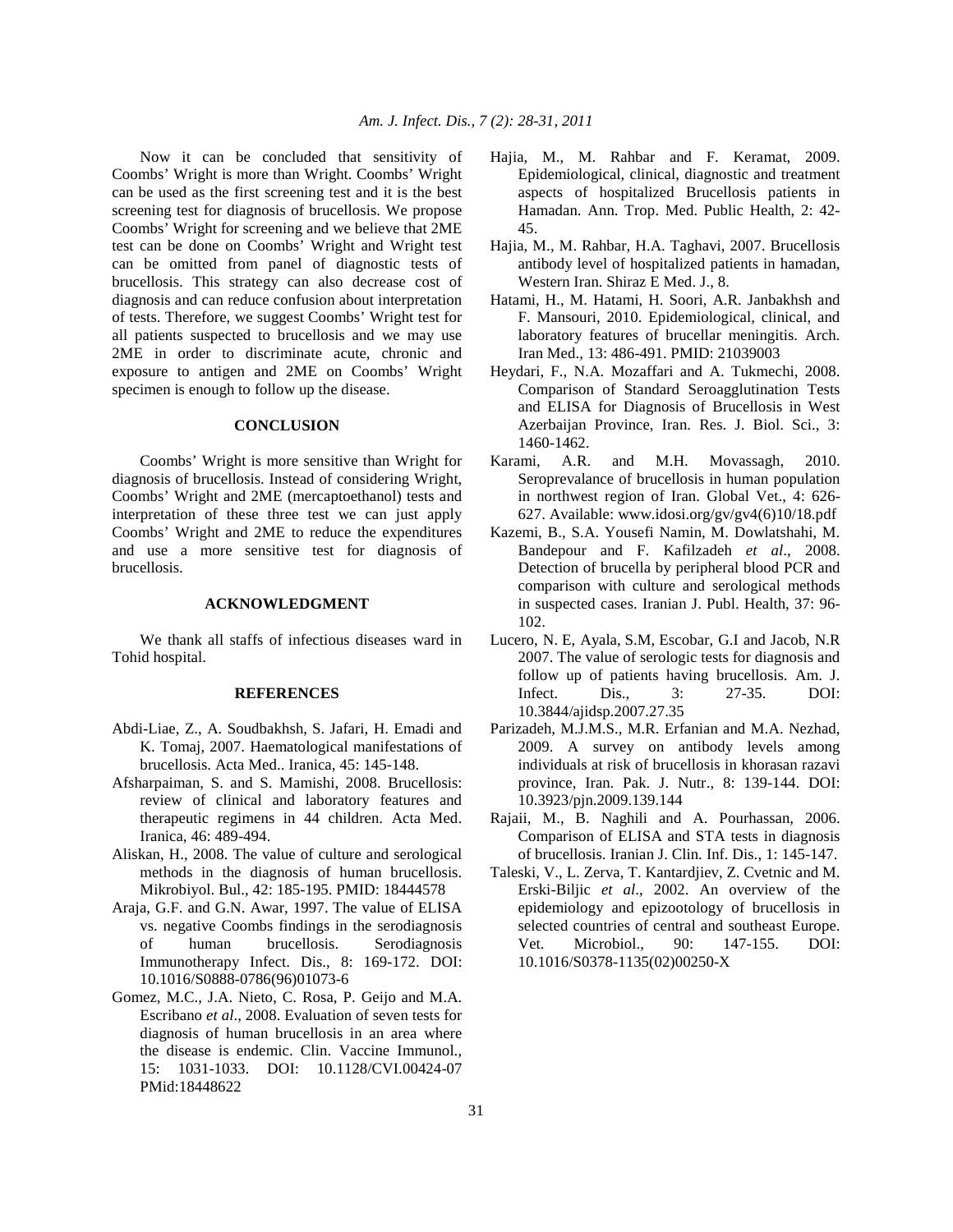Now it can be concluded that sensitivity of Coombs' Wright is more than Wright. Coombs' Wright can be used as the first screening test and it is the best screening test for diagnosis of brucellosis. We propose Coombs' Wright for screening and we believe that 2ME test can be done on Coombs' Wright and Wright test can be omitted from panel of diagnostic tests of brucellosis. This strategy can also decrease cost of diagnosis and can reduce confusion about interpretation of tests. Therefore, we suggest Coombs' Wright test for all patients suspected to brucellosis and we may use 2ME in order to discriminate acute, chronic and exposure to antigen and 2ME on Coombs' Wright specimen is enough to follow up the disease.

## CONCLUSION

Coombs' Wright is more sensitive than Wright for diagnosis of brucellosis. Instead of considering Wright, Coombs' Wright and 2ME (mercaptoethanol) tests and interpretation of these three test we can just apply Coombs' Wright and 2ME to reduce the expenditures and use a more sensitive test for diagnosis of brucellosis.

## ACKNOWLEDGMENT

We thank all staffs of infectious diseases ward in Tohid hospital.

## REFERENCES

Abdi-Liae, Z., A. Soudbakhsh, S. Jafari, H. Emadi and K. Tomaj, 2007. Haematological manifestations of brucellosis. Acta Med.. Iranica, 45: 145-148.

Afsharpaiman, S. and S. Mamishi, 2008. Brucellosis: review of clinical and laboratory features and therapeutic regimens in 44 children. Acta Med. Iranica, 46: 489-494.

Aliskan, H., 2008. The value of culture and serological methods in the diagnosis of human brucellosis. Mikrobiyol. Bul., 42: 185-195. PMID: 18444578

Araja, G.F. and G.N. Awar, 1997. The value of ELISA vs. negative Coombs findings in the serodiagnosis of human brucellosis. Serodiagnosis Immunotherapy Infect. Dis., 8: 169-172. DOI: 10.1016/S0888-0786(96)01073-6

Gomez, M.C., J.A. Nieto, C. Rosa, P. Geijo and M.A. Escribano *et al*., 2008. Evaluation of seven tests for diagnosis of human brucellosis in an area where the disease is endemic. Clin. Vaccine Immunol., 15: 1031-1033. DOI: 10.1128/CVI.00424-07 PMid:18448622

Hajia, M., M. Rahbar and F. Keramat, 2009. Epidemiological, clinical, diagnostic and treatment aspects of hospitalized Brucellosis patients in Hamadan. Ann. Trop. Med. Public Health, 2: 42-45.

Hajia, M., M. Rahbar, H.A. Taghavi, 2007. Brucellosis antibody level of hospitalized patients in hamadan, Western Iran. Shiraz E Med. J., 8.

Hatami, H., M. Hatami, H. Soori, A.R. Janbakhsh and F. Mansouri, 2010. Epidemiological, clinical, and laboratory features of brucellar meningitis. Arch. Iran Med., 13: 486-491. PMID: 21039003

Heydari, F., N.A. Mozaffari and A. Tukmechi, 2008. Comparison of Standard Seroagglutination Tests and ELISA for Diagnosis of Brucellosis in West Azerbaijan Province, Iran. Res. J. Biol. Sci., 3: 1460-1462.

Karami, A.R. and M.H. Movassagh, 2010. Seroprevalance of brucellosis in human population in northwest region of Iran. Global Vet., 4: 626-627. Available: www.idosi.org/gv/gv4(6)10/18.pdf

Kazemi, B., S.A. Yousefi Namin, M. Dowlatshahi, M. Bandepour and F. Kafilzadeh *et al*., 2008. Detection of brucella by peripheral blood PCR and comparison with culture and serological methods in suspected cases. Iranian J. Publ. Health, 37: 96-102.

Lucero, N. E, Ayala, S.M, Escobar, G.I and Jacob, N.R 2007. The value of serologic tests for diagnosis and follow up of patients having brucellosis. Am. J. Infect. Dis., 3: 27-35. DOI: 10.3844/ajidsp.2007.27.35

Parizadeh, M.J.M.S., M.R. Erfanian and M.A. Nezhad, 2009. A survey on antibody levels among individuals at risk of brucellosis in khorasan razavi province, Iran. Pak. J. Nutr., 8: 139-144. DOI: 10.3923/pjn.2009.139.144

Rajaii, M., B. Naghili and A. Pourhassan, 2006. Comparison of ELISA and STA tests in diagnosis of brucellosis. Iranian J. Clin. Inf. Dis., 1: 145-147.

Taleski, V., L. Zerva, T. Kantardjiev, Z. Cvetnic and M. Erski-Biljic *et al*., 2002. An overview of the epidemiology and epizootology of brucellosis in selected countries of central and southeast Europe. Vet. Microbiol., 90: 147-155. DOI: 10.1016/S0378-1135(02)00250-X